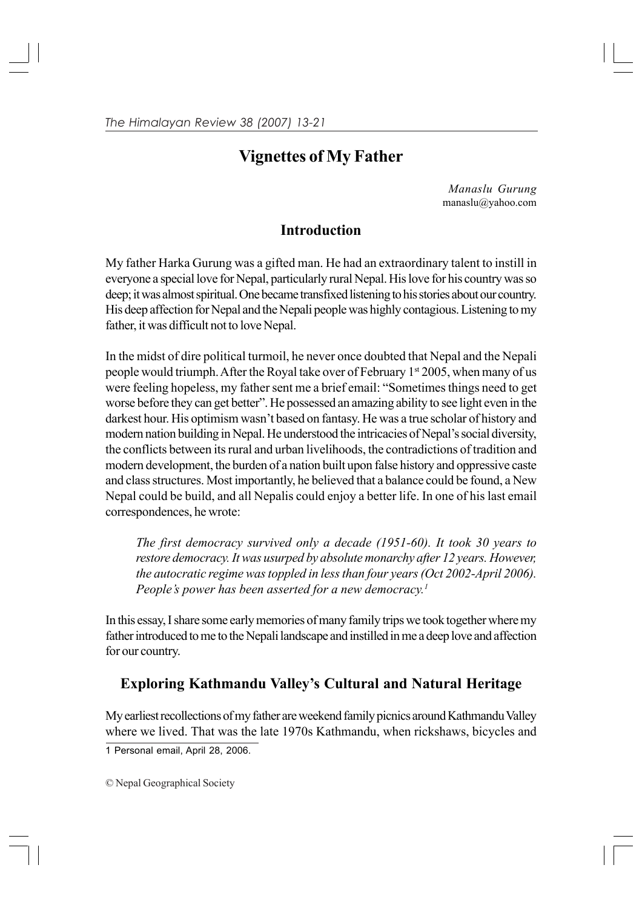# Vignettes of My Father

*Manaslu Gurung*
manaslu@yahoo.com

## Introduction

My father Harka Gurung was a gifted man. He had an extraordinary talent to instill in everyone a special love for Nepal, particularly rural Nepal. His love for his country was so deep; it was almost spiritual. One became transfixed listening to his stories about our country. His deep affection for Nepal and the Nepali people was highly contagious. Listening to my father, it was difficult not to love Nepal.

In the midst of dire political turmoil, he never once doubted that Nepal and the Nepali people would triumph. After the Royal take over of February 1st 2005, when many of us were feeling hopeless, my father sent me a brief email: "Sometimes things need to get worse before they can get better". He possessed an amazing ability to see light even in the darkest hour. His optimism wasn't based on fantasy. He was a true scholar of history and modern nation building in Nepal. He understood the intricacies of Nepal's social diversity, the conflicts between its rural and urban livelihoods, the contradictions of tradition and modern development, the burden of a nation built upon false history and oppressive caste and class structures. Most importantly, he believed that a balance could be found, a New Nepal could be build, and all Nepalis could enjoy a better life. In one of his last email correspondences, he wrote:

> *The first democracy survived only a decade (1951-60). It took 30 years to restore democracy. It was usurped by absolute monarchy after 12 years. However, the autocratic regime was toppled in less than four years (Oct 2002-April 2006). People's power has been asserted for a new democracy.*[1]

In this essay, I share some early memories of many family trips we took together where my father introduced to me to the Nepali landscape and instilled in me a deep love and affection for our country.

## Exploring Kathmandu Valley's Cultural and Natural Heritage

My earliest recollections of my father are weekend family picnics around Kathmandu Valley where we lived. That was the late 1970s Kathmandu, when rickshaws, bicycles and

1 Personal email, April 28, 2006.

© Nepal Geographical Society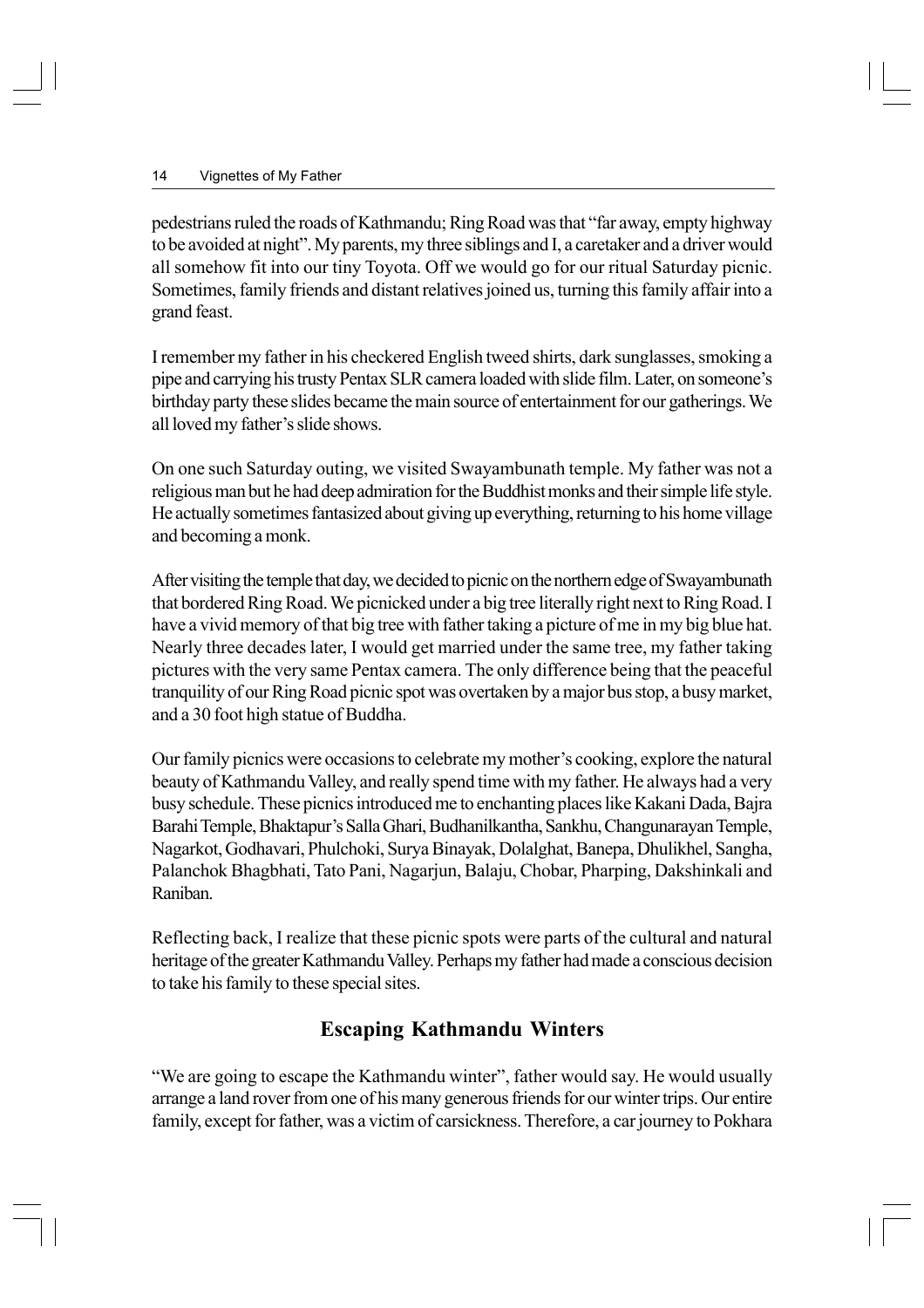pedestrians ruled the roads of Kathmandu; Ring Road was that "far away, empty highway to be avoided at night". My parents, my three siblings and I, a caretaker and a driver would all somehow fit into our tiny Toyota. Off we would go for our ritual Saturday picnic. Sometimes, family friends and distant relatives joined us, turning this family affair into a grand feast.

I remember my father in his checkered English tweed shirts, dark sunglasses, smoking a pipe and carrying his trusty Pentax SLR camera loaded with slide film. Later, on someone's birthday party these slides became the main source of entertainment for our gatherings. We all loved my father's slide shows.

On one such Saturday outing, we visited Swayambunath temple. My father was not a religious man but he had deep admiration for the Buddhist monks and their simple life style. He actually sometimes fantasized about giving up everything, returning to his home village and becoming a monk.

After visiting the temple that day, we decided to picnic on the northern edge of Swayambunath that bordered Ring Road. We picnicked under a big tree literally right next to Ring Road. I have a vivid memory of that big tree with father taking a picture of me in my big blue hat. Nearly three decades later, I would get married under the same tree, my father taking pictures with the very same Pentax camera. The only difference being that the peaceful tranquility of our Ring Road picnic spot was overtaken by a major bus stop, a busy market, and a 30 foot high statue of Buddha.

Our family picnics were occasions to celebrate my mother's cooking, explore the natural beauty of Kathmandu Valley, and really spend time with my father. He always had a very busy schedule. These picnics introduced me to enchanting places like Kakani Dada, Bajra Barahi Temple, Bhaktapur's Salla Ghari, Budhanilkantha, Sankhu, Changunarayan Temple, Nagarkot, Godhavari, Phulchoki, Surya Binayak, Dolalghat, Banepa, Dhulikhel, Sangha, Palanchok Bhagbhati, Tato Pani, Nagarjun, Balaju, Chobar, Pharping, Dakshinkali and Raniban.

Reflecting back, I realize that these picnic spots were parts of the cultural and natural heritage of the greater Kathmandu Valley. Perhaps my father had made a conscious decision to take his family to these special sites.

## Escaping Kathmandu Winters

"We are going to escape the Kathmandu winter", father would say. He would usually arrange a land rover from one of his many generous friends for our winter trips. Our entire family, except for father, was a victim of carsickness. Therefore, a car journey to Pokhara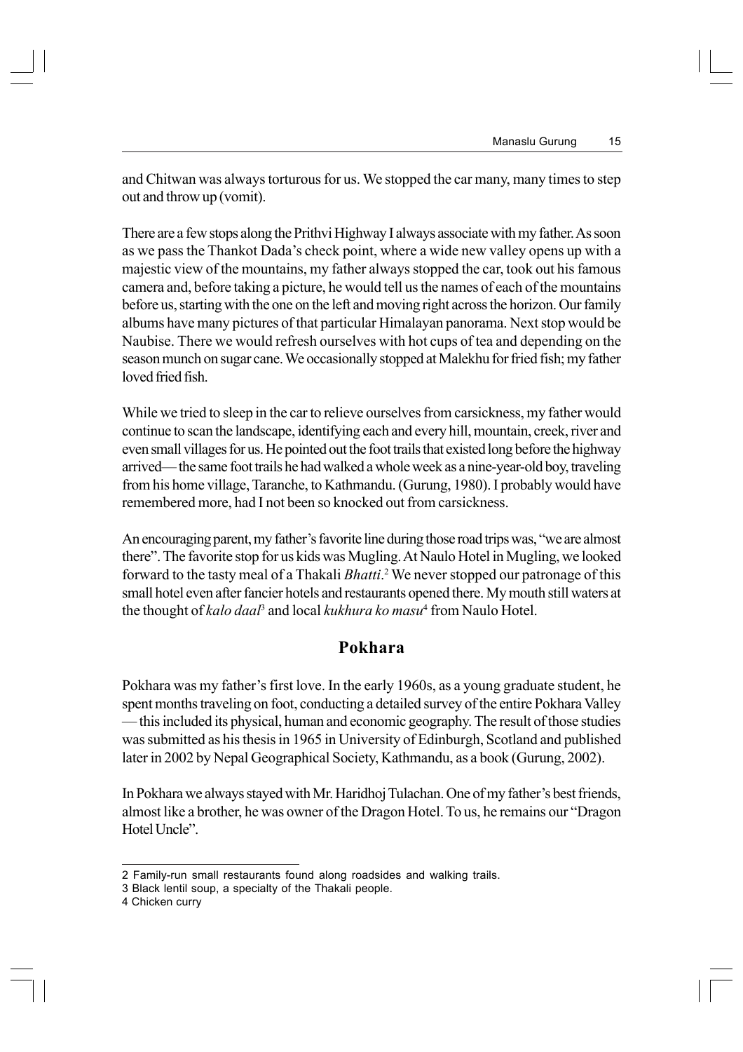and Chitwan was always torturous for us. We stopped the car many, many times to step out and throw up (vomit).

There are a few stops along the Prithvi Highway I always associate with my father. As soon as we pass the Thankot Dada's check point, where a wide new valley opens up with a majestic view of the mountains, my father always stopped the car, took out his famous camera and, before taking a picture, he would tell us the names of each of the mountains before us, starting with the one on the left and moving right across the horizon. Our family albums have many pictures of that particular Himalayan panorama. Next stop would be Naubise. There we would refresh ourselves with hot cups of tea and depending on the season munch on sugar cane. We occasionally stopped at Malekhu for fried fish; my father loved fried fish.

While we tried to sleep in the car to relieve ourselves from carsickness, my father would continue to scan the landscape, identifying each and every hill, mountain, creek, river and even small villages for us. He pointed out the foot trails that existed long before the highway arrived— the same foot trails he had walked a whole week as a nine-year-old boy, traveling from his home village, Taranche, to Kathmandu. (Gurung, 1980). I probably would have remembered more, had I not been so knocked out from carsickness.

An encouraging parent, my father's favorite line during those road trips was, "we are almost there". The favorite stop for us kids was Mugling. At Naulo Hotel in Mugling, we looked forward to the tasty meal of a Thakali *Bhatti*.[2] We never stopped our patronage of this small hotel even after fancier hotels and restaurants opened there. My mouth still waters at the thought of *kalo daal*[3] and local *kukhura ko masu*[4] from Naulo Hotel.

## Pokhara

Pokhara was my father's first love. In the early 1960s, as a young graduate student, he spent months traveling on foot, conducting a detailed survey of the entire Pokhara Valley — this included its physical, human and economic geography. The result of those studies was submitted as his thesis in 1965 in University of Edinburgh, Scotland and published later in 2002 by Nepal Geographical Society, Kathmandu, as a book (Gurung, 2002).

In Pokhara we always stayed with Mr. Haridhoj Tulachan. One of my father's best friends, almost like a brother, he was owner of the Dragon Hotel. To us, he remains our "Dragon Hotel Uncle".

---

2 Family-run small restaurants found along roadsides and walking trails.

3 Black lentil soup, a specialty of the Thakali people.

4 Chicken curry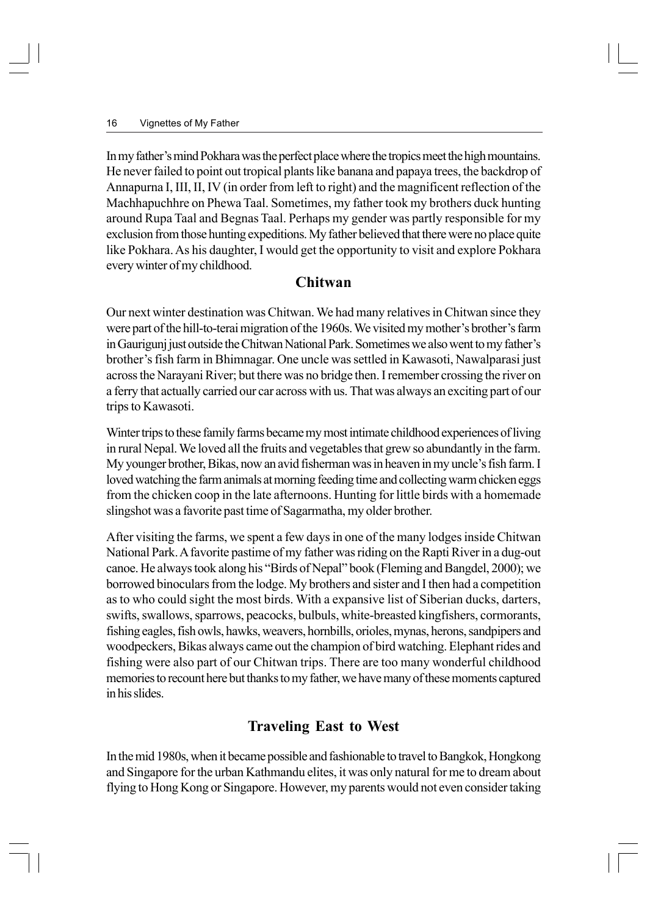In my father's mind Pokhara was the perfect place where the tropics meet the high mountains. He never failed to point out tropical plants like banana and papaya trees, the backdrop of Annapurna I, III, II, IV (in order from left to right) and the magnificent reflection of the Machhapuchhre on Phewa Taal. Sometimes, my father took my brothers duck hunting around Rupa Taal and Begnas Taal. Perhaps my gender was partly responsible for my exclusion from those hunting expeditions. My father believed that there were no place quite like Pokhara. As his daughter, I would get the opportunity to visit and explore Pokhara every winter of my childhood.

## Chitwan

Our next winter destination was Chitwan. We had many relatives in Chitwan since they were part of the hill-to-terai migration of the 1960s. We visited my mother's brother's farm in Gaurigunj just outside the Chitwan National Park. Sometimes we also went to my father's brother's fish farm in Bhimnagar. One uncle was settled in Kawasoti, Nawalparasi just across the Narayani River; but there was no bridge then. I remember crossing the river on a ferry that actually carried our car across with us. That was always an exciting part of our trips to Kawasoti.

Winter trips to these family farms became my most intimate childhood experiences of living in rural Nepal. We loved all the fruits and vegetables that grew so abundantly in the farm. My younger brother, Bikas, now an avid fisherman was in heaven in my uncle's fish farm. I loved watching the farm animals at morning feeding time and collecting warm chicken eggs from the chicken coop in the late afternoons. Hunting for little birds with a homemade slingshot was a favorite past time of Sagarmatha, my older brother.

After visiting the farms, we spent a few days in one of the many lodges inside Chitwan National Park. A favorite pastime of my father was riding on the Rapti River in a dug-out canoe. He always took along his "Birds of Nepal" book (Fleming and Bangdel, 2000); we borrowed binoculars from the lodge. My brothers and sister and I then had a competition as to who could sight the most birds. With a expansive list of Siberian ducks, darters, swifts, swallows, sparrows, peacocks, bulbuls, white-breasted kingfishers, cormorants, fishing eagles, fish owls, hawks, weavers, hornbills, orioles, mynas, herons, sandpipers and woodpeckers, Bikas always came out the champion of bird watching. Elephant rides and fishing were also part of our Chitwan trips. There are too many wonderful childhood memories to recount here but thanks to my father, we have many of these moments captured in his slides.

## Traveling East to West

In the mid 1980s, when it became possible and fashionable to travel to Bangkok, Hongkong and Singapore for the urban Kathmandu elites, it was only natural for me to dream about flying to Hong Kong or Singapore. However, my parents would not even consider taking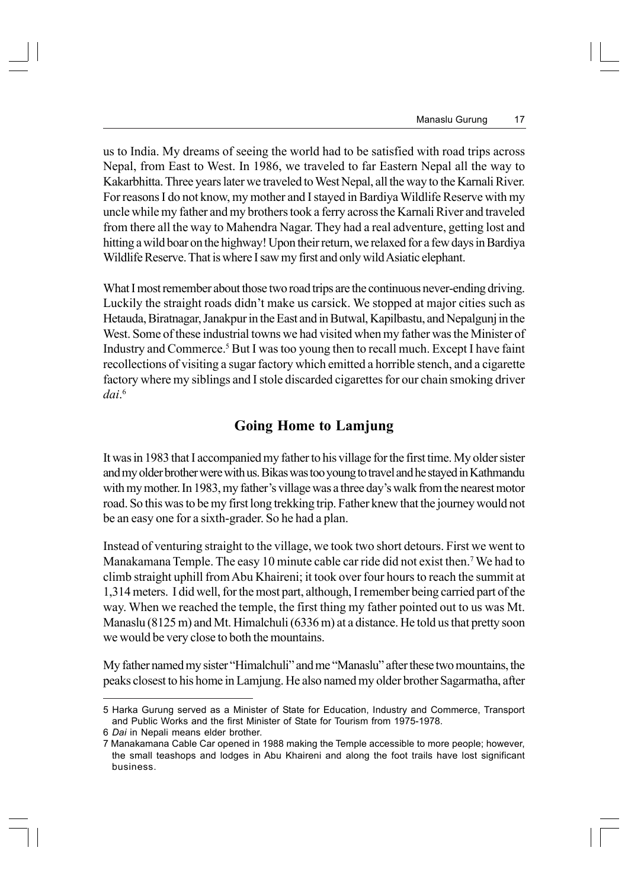us to India. My dreams of seeing the world had to be satisfied with road trips across Nepal, from East to West. In 1986, we traveled to far Eastern Nepal all the way to Kakarbhitta. Three years later we traveled to West Nepal, all the way to the Karnali River. For reasons I do not know, my mother and I stayed in Bardiya Wildlife Reserve with my uncle while my father and my brothers took a ferry across the Karnali River and traveled from there all the way to Mahendra Nagar. They had a real adventure, getting lost and hitting a wild boar on the highway! Upon their return, we relaxed for a few days in Bardiya Wildlife Reserve. That is where I saw my first and only wild Asiatic elephant.

What I most remember about those two road trips are the continuous never-ending driving. Luckily the straight roads didn't make us carsick. We stopped at major cities such as Hetauda, Biratnagar, Janakpur in the East and in Butwal, Kapilbastu, and Nepalgunj in the West. Some of these industrial towns we had visited when my father was the Minister of Industry and Commerce.[5] But I was too young then to recall much. Except I have faint recollections of visiting a sugar factory which emitted a horrible stench, and a cigarette factory where my siblings and I stole discarded cigarettes for our chain smoking driver *dai*.[6]

## Going Home to Lamjung

It was in 1983 that I accompanied my father to his village for the first time. My older sister and my older brother were with us. Bikas was too young to travel and he stayed in Kathmandu with my mother. In 1983, my father's village was a three day's walk from the nearest motor road. So this was to be my first long trekking trip. Father knew that the journey would not be an easy one for a sixth-grader. So he had a plan.

Instead of venturing straight to the village, we took two short detours. First we went to Manakamana Temple. The easy 10 minute cable car ride did not exist then.[7] We had to climb straight uphill from Abu Khaireni; it took over four hours to reach the summit at 1,314 meters. I did well, for the most part, although, I remember being carried part of the way. When we reached the temple, the first thing my father pointed out to us was Mt. Manaslu (8125 m) and Mt. Himalchuli (6336 m) at a distance. He told us that pretty soon we would be very close to both the mountains.

My father named my sister "Himalchuli" and me "Manaslu" after these two mountains, the peaks closest to his home in Lamjung. He also named my older brother Sagarmatha, after

---

5 Harka Gurung served as a Minister of State for Education, Industry and Commerce, Transport and Public Works and the first Minister of State for Tourism from 1975-1978.

6 *Dai* in Nepali means elder brother.

7 Manakamana Cable Car opened in 1988 making the Temple accessible to more people; however, the small teashops and lodges in Abu Khaireni and along the foot trails have lost significant business.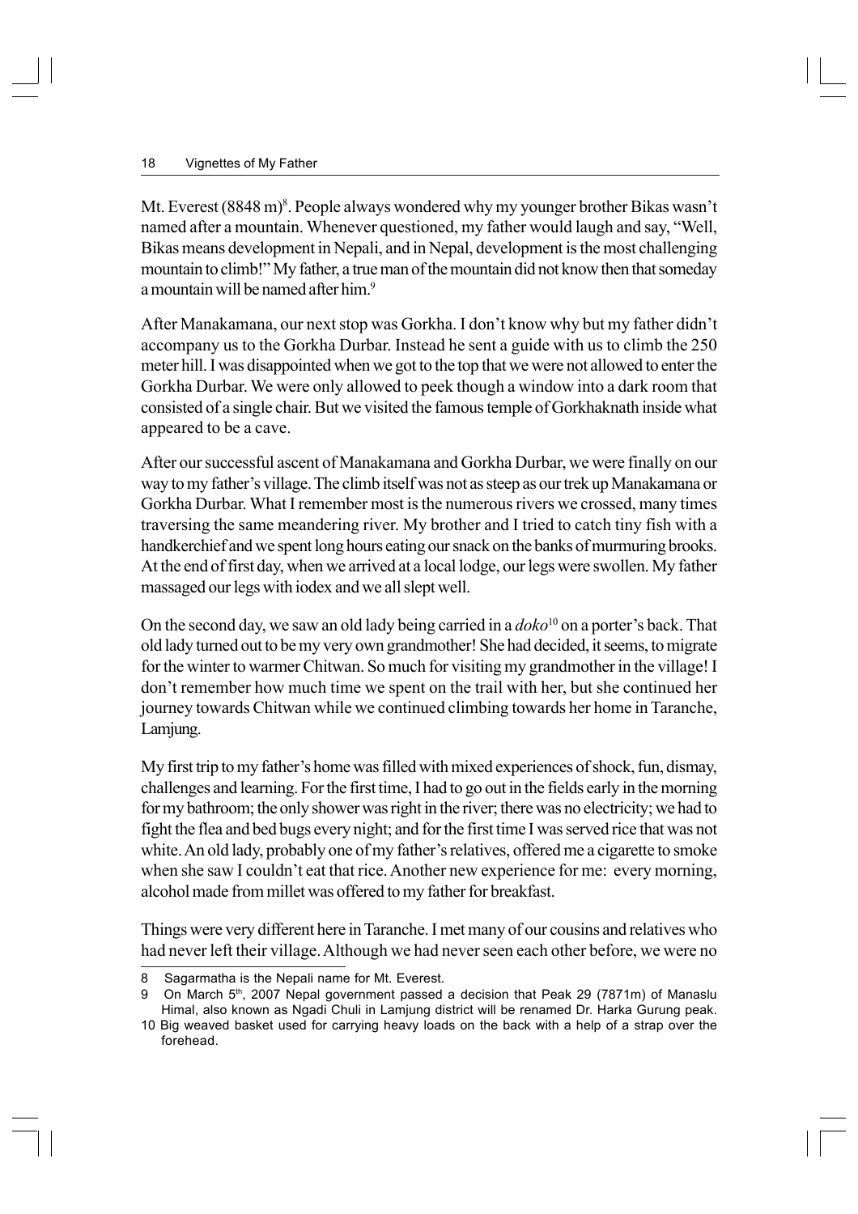Mt. Everest (8848 m)[8]. People always wondered why my younger brother Bikas wasn't named after a mountain. Whenever questioned, my father would laugh and say, "Well, Bikas means development in Nepali, and in Nepal, development is the most challenging mountain to climb!" My father, a true man of the mountain did not know then that someday a mountain will be named after him.[9]

After Manakamana, our next stop was Gorkha. I don't know why but my father didn't accompany us to the Gorkha Durbar. Instead he sent a guide with us to climb the 250 meter hill. I was disappointed when we got to the top that we were not allowed to enter the Gorkha Durbar. We were only allowed to peek though a window into a dark room that consisted of a single chair. But we visited the famous temple of Gorkhaknath inside what appeared to be a cave.

After our successful ascent of Manakamana and Gorkha Durbar, we were finally on our way to my father's village. The climb itself was not as steep as our trek up Manakamana or Gorkha Durbar. What I remember most is the numerous rivers we crossed, many times traversing the same meandering river. My brother and I tried to catch tiny fish with a handkerchief and we spent long hours eating our snack on the banks of murmuring brooks. At the end of first day, when we arrived at a local lodge, our legs were swollen. My father massaged our legs with iodex and we all slept well.

On the second day, we saw an old lady being carried in a *doko*[10] on a porter's back. That old lady turned out to be my very own grandmother! She had decided, it seems, to migrate for the winter to warmer Chitwan. So much for visiting my grandmother in the village! I don't remember how much time we spent on the trail with her, but she continued her journey towards Chitwan while we continued climbing towards her home in Taranche, Lamjung.

My first trip to my father's home was filled with mixed experiences of shock, fun, dismay, challenges and learning. For the first time, I had to go out in the fields early in the morning for my bathroom; the only shower was right in the river; there was no electricity; we had to fight the flea and bed bugs every night; and for the first time I was served rice that was not white. An old lady, probably one of my father's relatives, offered me a cigarette to smoke when she saw I couldn't eat that rice. Another new experience for me: every morning, alcohol made from millet was offered to my father for breakfast.

Things were very different here in Taranche. I met many of our cousins and relatives who had never left their village. Although we had never seen each other before, we were no

---

8 Sagarmatha is the Nepali name for Mt. Everest.

9 On March 5th, 2007 Nepal government passed a decision that Peak 29 (7871m) of Manaslu Himal, also known as Ngadi Chuli in Lamjung district will be renamed Dr. Harka Gurung peak.

10 Big weaved basket used for carrying heavy loads on the back with a help of a strap over the forehead.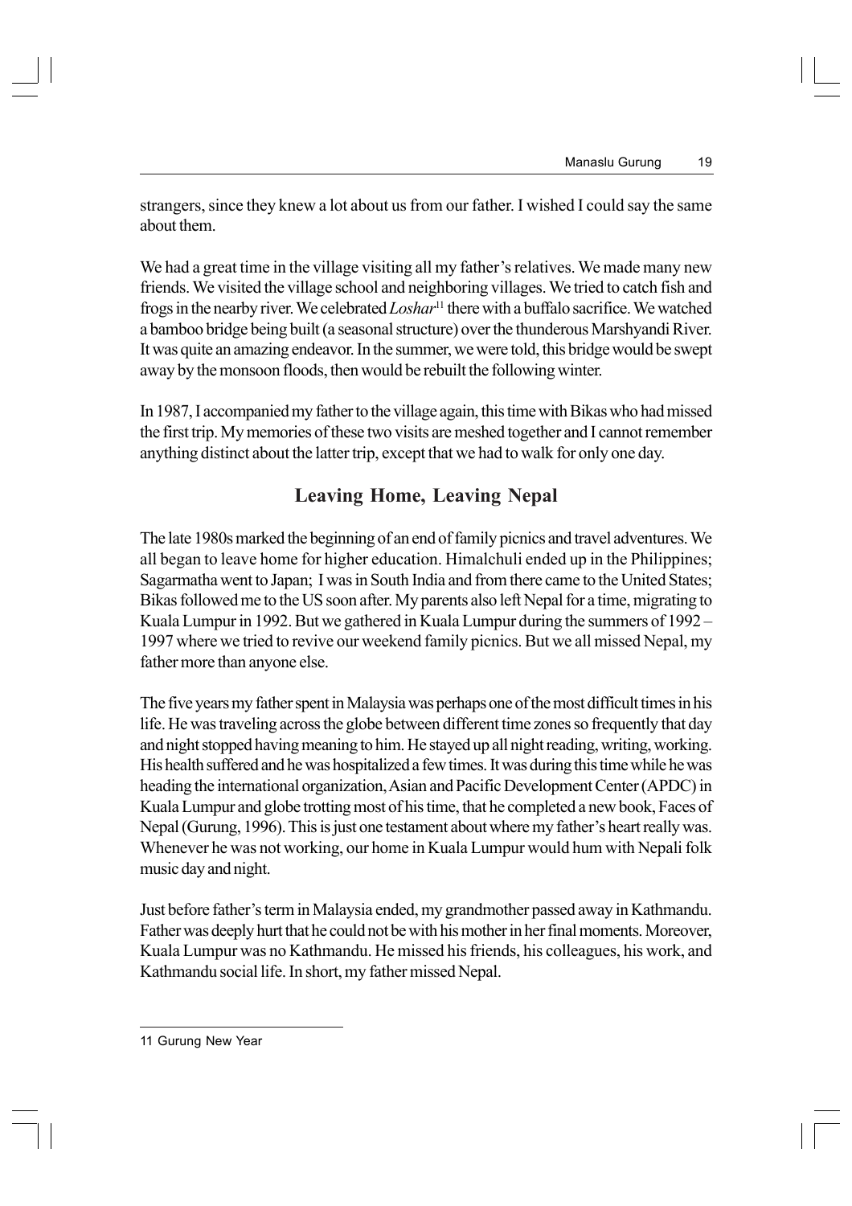strangers, since they knew a lot about us from our father. I wished I could say the same about them.

We had a great time in the village visiting all my father's relatives. We made many new friends. We visited the village school and neighboring villages. We tried to catch fish and frogs in the nearby river. We celebrated *Loshar*[11] there with a buffalo sacrifice. We watched a bamboo bridge being built (a seasonal structure) over the thunderous Marshyandi River. It was quite an amazing endeavor. In the summer, we were told, this bridge would be swept away by the monsoon floods, then would be rebuilt the following winter.

In 1987, I accompanied my father to the village again, this time with Bikas who had missed the first trip. My memories of these two visits are meshed together and I cannot remember anything distinct about the latter trip, except that we had to walk for only one day.

## Leaving Home, Leaving Nepal

The late 1980s marked the beginning of an end of family picnics and travel adventures. We all began to leave home for higher education. Himalchuli ended up in the Philippines; Sagarmatha went to Japan; I was in South India and from there came to the United States; Bikas followed me to the US soon after. My parents also left Nepal for a time, migrating to Kuala Lumpur in 1992. But we gathered in Kuala Lumpur during the summers of 1992 – 1997 where we tried to revive our weekend family picnics. But we all missed Nepal, my father more than anyone else.

The five years my father spent in Malaysia was perhaps one of the most difficult times in his life. He was traveling across the globe between different time zones so frequently that day and night stopped having meaning to him. He stayed up all night reading, writing, working. His health suffered and he was hospitalized a few times. It was during this time while he was heading the international organization, Asian and Pacific Development Center (APDC) in Kuala Lumpur and globe trotting most of his time, that he completed a new book, Faces of Nepal (Gurung, 1996). This is just one testament about where my father's heart really was. Whenever he was not working, our home in Kuala Lumpur would hum with Nepali folk music day and night.

Just before father's term in Malaysia ended, my grandmother passed away in Kathmandu. Father was deeply hurt that he could not be with his mother in her final moments. Moreover, Kuala Lumpur was no Kathmandu. He missed his friends, his colleagues, his work, and Kathmandu social life. In short, my father missed Nepal.

---

11 Gurung New Year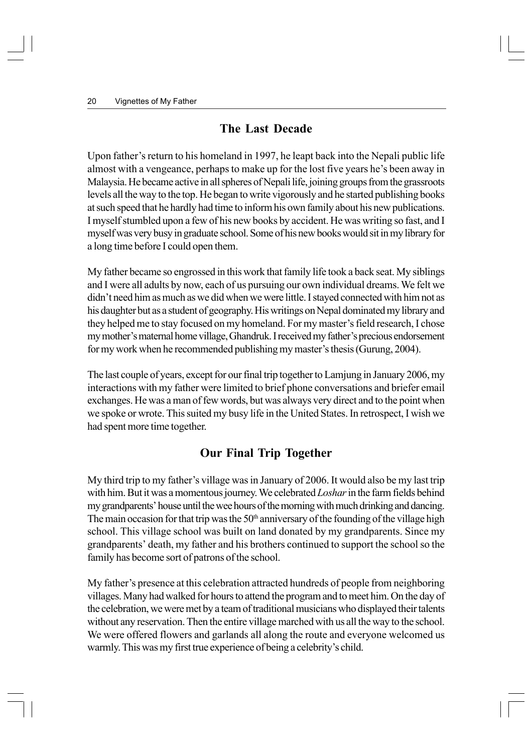## The Last Decade

Upon father's return to his homeland in 1997, he leapt back into the Nepali public life almost with a vengeance, perhaps to make up for the lost five years he's been away in Malaysia. He became active in all spheres of Nepali life, joining groups from the grassroots levels all the way to the top. He began to write vigorously and he started publishing books at such speed that he hardly had time to inform his own family about his new publications. I myself stumbled upon a few of his new books by accident. He was writing so fast, and I myself was very busy in graduate school. Some of his new books would sit in my library for a long time before I could open them.

My father became so engrossed in this work that family life took a back seat. My siblings and I were all adults by now, each of us pursuing our own individual dreams. We felt we didn't need him as much as we did when we were little. I stayed connected with him not as his daughter but as a student of geography. His writings on Nepal dominated my library and they helped me to stay focused on my homeland. For my master's field research, I chose my mother's maternal home village, Ghandruk. I received my father's precious endorsement for my work when he recommended publishing my master's thesis (Gurung, 2004).

The last couple of years, except for our final trip together to Lamjung in January 2006, my interactions with my father were limited to brief phone conversations and briefer email exchanges. He was a man of few words, but was always very direct and to the point when we spoke or wrote. This suited my busy life in the United States. In retrospect, I wish we had spent more time together.

## Our Final Trip Together

My third trip to my father's village was in January of 2006. It would also be my last trip with him. But it was a momentous journey. We celebrated *Loshar* in the farm fields behind my grandparents' house until the wee hours of the morning with much drinking and dancing. The main occasion for that trip was the 50th anniversary of the founding of the village high school. This village school was built on land donated by my grandparents. Since my grandparents' death, my father and his brothers continued to support the school so the family has become sort of patrons of the school.

My father's presence at this celebration attracted hundreds of people from neighboring villages. Many had walked for hours to attend the program and to meet him. On the day of the celebration, we were met by a team of traditional musicians who displayed their talents without any reservation. Then the entire village marched with us all the way to the school. We were offered flowers and garlands all along the route and everyone welcomed us warmly. This was my first true experience of being a celebrity's child.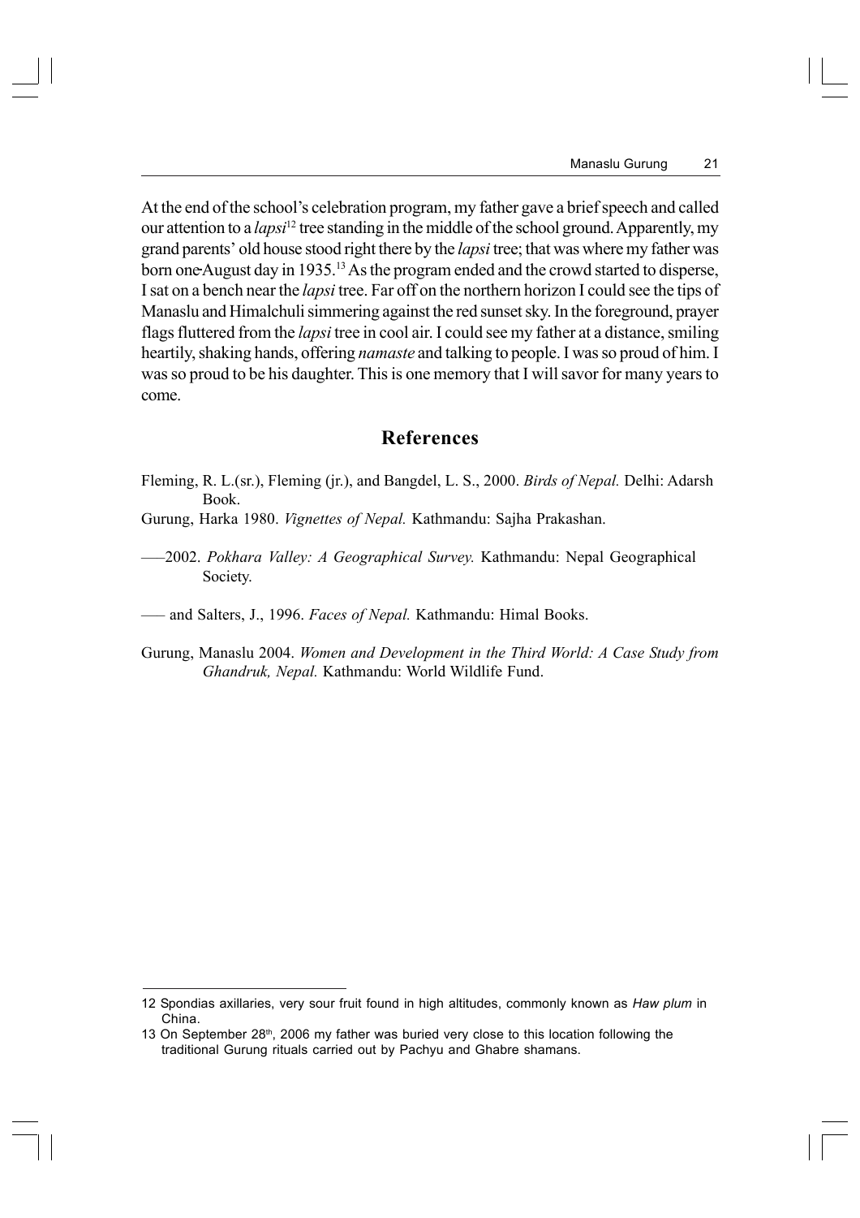At the end of the school's celebration program, my father gave a brief speech and called our attention to a *lapsi*[12] tree standing in the middle of the school ground. Apparently, my grand parents' old house stood right there by the *lapsi* tree; that was where my father was born one August day in 1935.[13] As the program ended and the crowd started to disperse, I sat on a bench near the *lapsi* tree. Far off on the northern horizon I could see the tips of Manaslu and Himalchuli simmering against the red sunset sky. In the foreground, prayer flags fluttered from the *lapsi* tree in cool air. I could see my father at a distance, smiling heartily, shaking hands, offering *namaste* and talking to people. I was so proud of him. I was so proud to be his daughter. This is one memory that I will savor for many years to come.

## References

Fleming, R. L.(sr.), Fleming (jr.), and Bangdel, L. S., 2000. *Birds of Nepal.* Delhi: Adarsh Book.

Gurung, Harka 1980. *Vignettes of Nepal.* Kathmandu: Sajha Prakashan.

——2002. *Pokhara Valley: A Geographical Survey.* Kathmandu: Nepal Geographical Society.

—— and Salters, J., 1996. *Faces of Nepal.* Kathmandu: Himal Books.

Gurung, Manaslu 2004. *Women and Development in the Third World: A Case Study from Ghandruk, Nepal.* Kathmandu: World Wildlife Fund.

---

12 Spondias axillaries, very sour fruit found in high altitudes, commonly known as *Haw plum* in China.

13 On September 28th, 2006 my father was buried very close to this location following the traditional Gurung rituals carried out by Pachyu and Ghabre shamans.